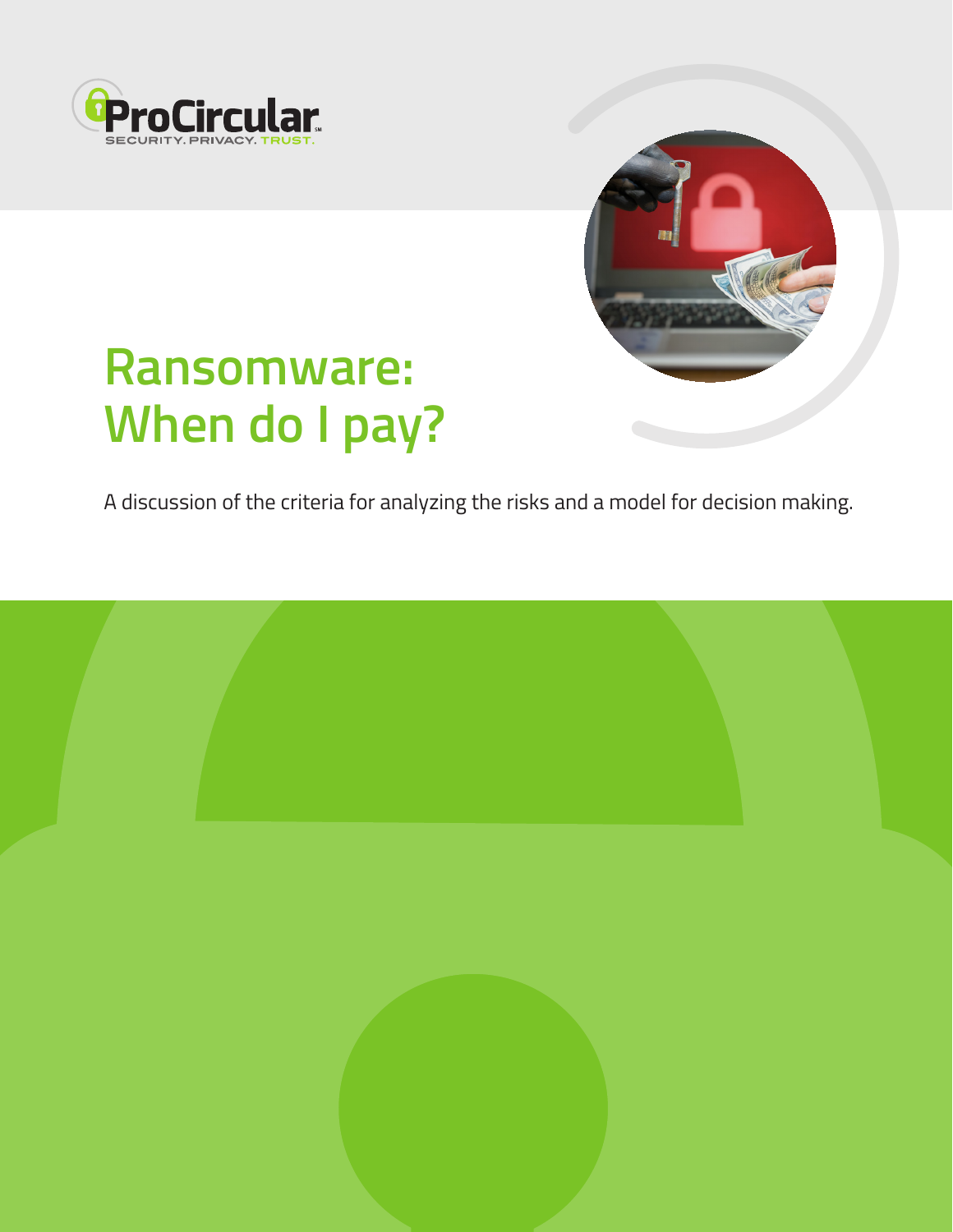ProCircular

SECURITY. PRIVACY. TRUST.

# Ransomware: When do I pay?

A discussion of the criteria for analyzing the risks and a model for decision making.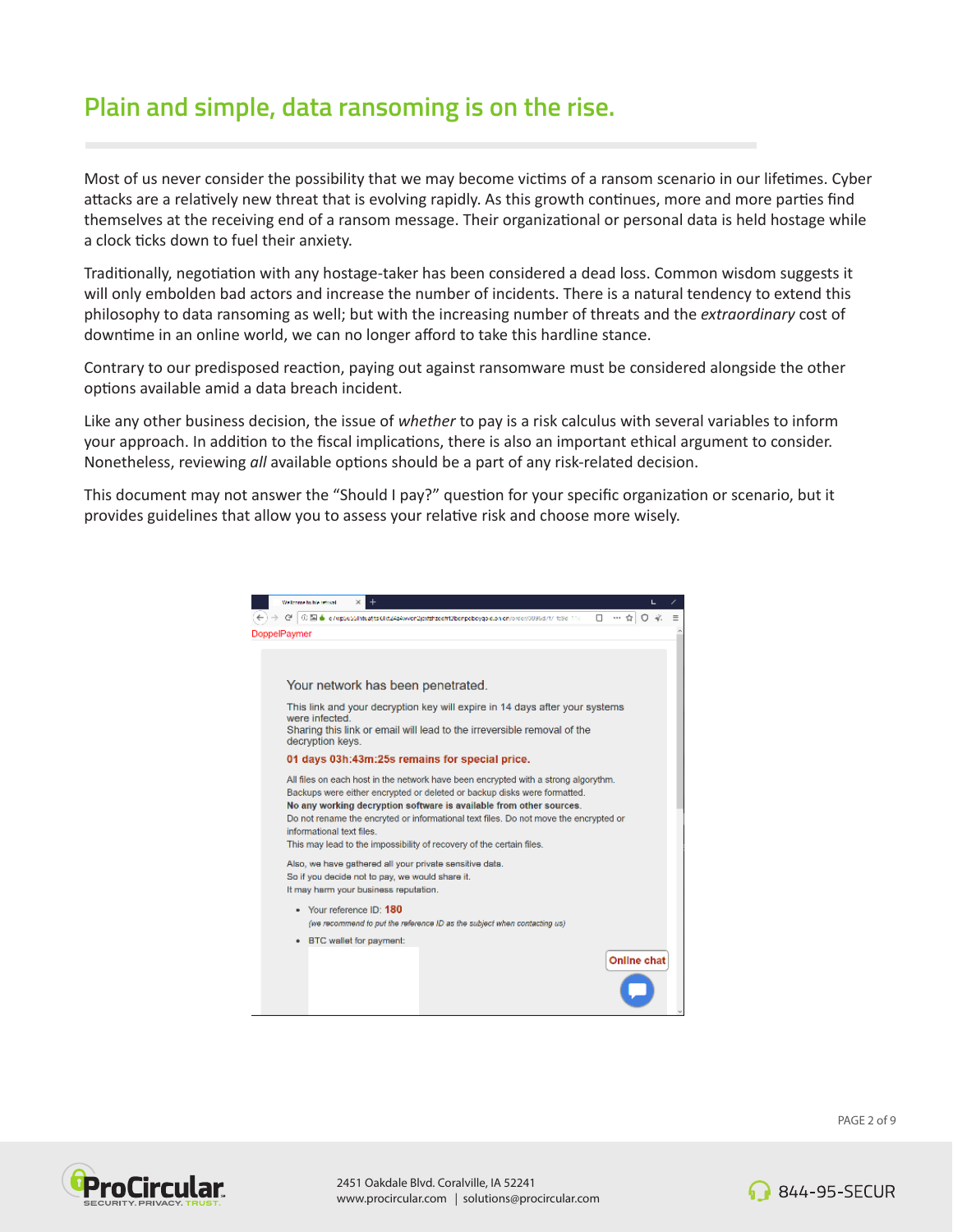## Plain and simple, data ransoming is on the rise.

Most of us never consider the possibility that we may become victims of a ransom scenario in our lifetimes. Cyber attacks are a relatively new threat that is evolving rapidly. As this growth continues, more and more parties find themselves at the receiving end of a ransom message. Their organizational or personal data is held hostage while a clock ticks down to fuel their anxiety.

Traditionally, negotiation with any hostage-taker has been considered a dead loss. Common wisdom suggests it will only embolden bad actors and increase the number of incidents. There is a natural tendency to extend this philosophy to data ransoming as well; but with the increasing number of threats and the *extraordinary* cost of downtime in an online world, we can no longer afford to take this hardline stance.

Contrary to our predisposed reaction, paying out against ransomware must be considered alongside the other options available amid a data breach incident.

Like any other business decision, the issue of *whether* to pay is a risk calculus with several variables to inform your approach. In addition to the fiscal implications, there is also an important ethical argument to consider. Nonetheless, reviewing *all* available options should be a part of any risk-related decision.

This document may not answer the "Should I pay?" question for your specific organization or scenario, but it provides guidelines that allow you to assess your relative risk and choose more wisely.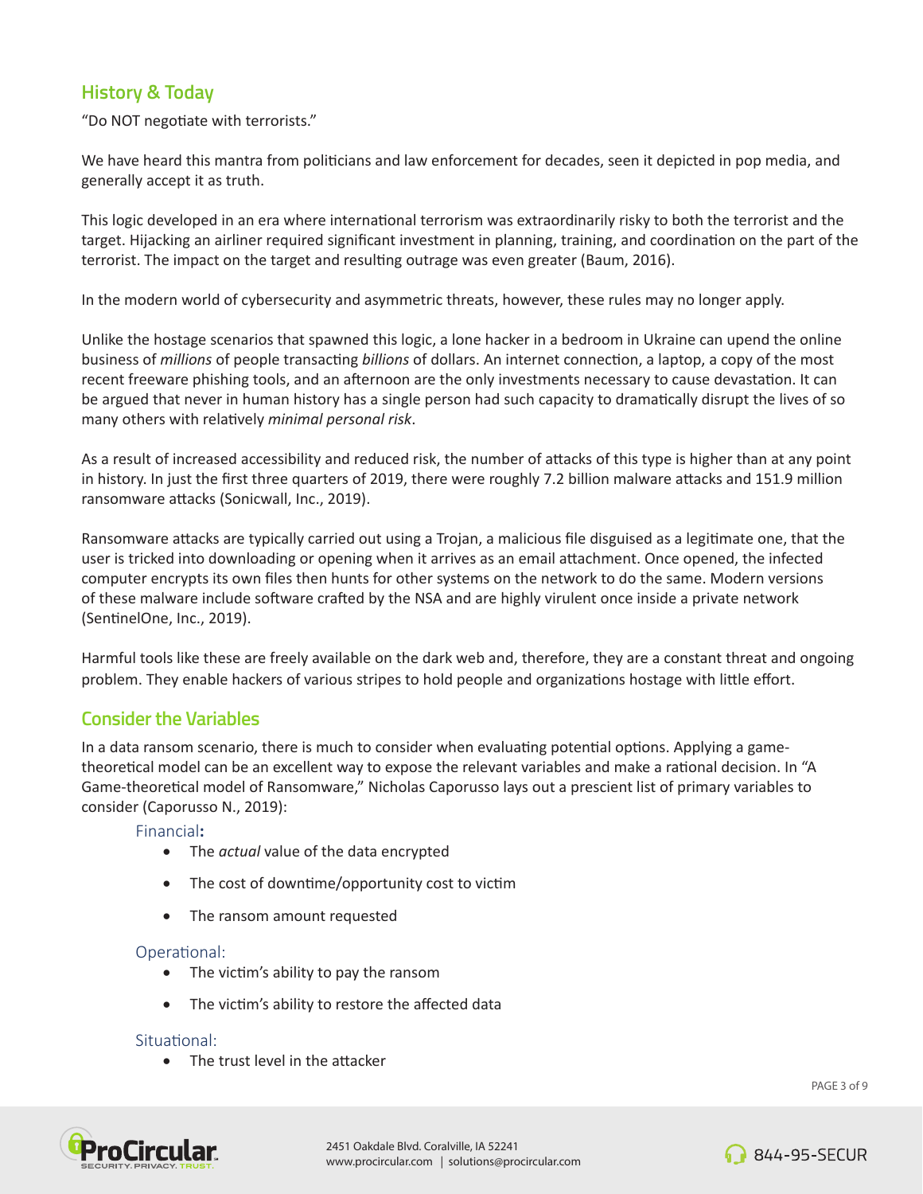## History & Today

"Do NOT negotiate with terrorists."

We have heard this mantra from politicians and law enforcement for decades, seen it depicted in pop media, and generally accept it as truth.

This logic developed in an era where international terrorism was extraordinarily risky to both the terrorist and the target. Hijacking an airliner required significant investment in planning, training, and coordination on the part of the terrorist. The impact on the target and resulting outrage was even greater (Baum, 2016).

In the modern world of cybersecurity and asymmetric threats, however, these rules may no longer apply.

Unlike the hostage scenarios that spawned this logic, a lone hacker in a bedroom in Ukraine can upend the online business of *millions* of people transacting *billions* of dollars. An internet connection, a laptop, a copy of the most recent freeware phishing tools, and an afternoon are the only investments necessary to cause devastation. It can be argued that never in human history has a single person had such capacity to dramatically disrupt the lives of so many others with relatively *minimal personal risk*.

As a result of increased accessibility and reduced risk, the number of attacks of this type is higher than at any point in history. In just the first three quarters of 2019, there were roughly 7.2 billion malware attacks and 151.9 million ransomware attacks (Sonicwall, Inc., 2019).

Ransomware attacks are typically carried out using a Trojan, a malicious file disguised as a legitimate one, that the user is tricked into downloading or opening when it arrives as an email attachment. Once opened, the infected computer encrypts its own files then hunts for other systems on the network to do the same. Modern versions of these malware include software crafted by the NSA and are highly virulent once inside a private network (SentinelOne, Inc., 2019).

Harmful tools like these are freely available on the dark web and, therefore, they are a constant threat and ongoing problem. They enable hackers of various stripes to hold people and organizations hostage with little effort.

## Consider the Variables

In a data ransom scenario, there is much to consider when evaluating potential options. Applying a game-theoretical model can be an excellent way to expose the relevant variables and make a rational decision. In "A Game-theoretical model of Ransomware," Nicholas Caporusso lays out a prescient list of primary variables to consider (Caporusso N., 2019):

### Financial:

- The *actual* value of the data encrypted
- The cost of downtime/opportunity cost to victim
- The ransom amount requested

### Operational:

- The victim's ability to pay the ransom
- The victim's ability to restore the affected data

### Situational:

- The trust level in the attacker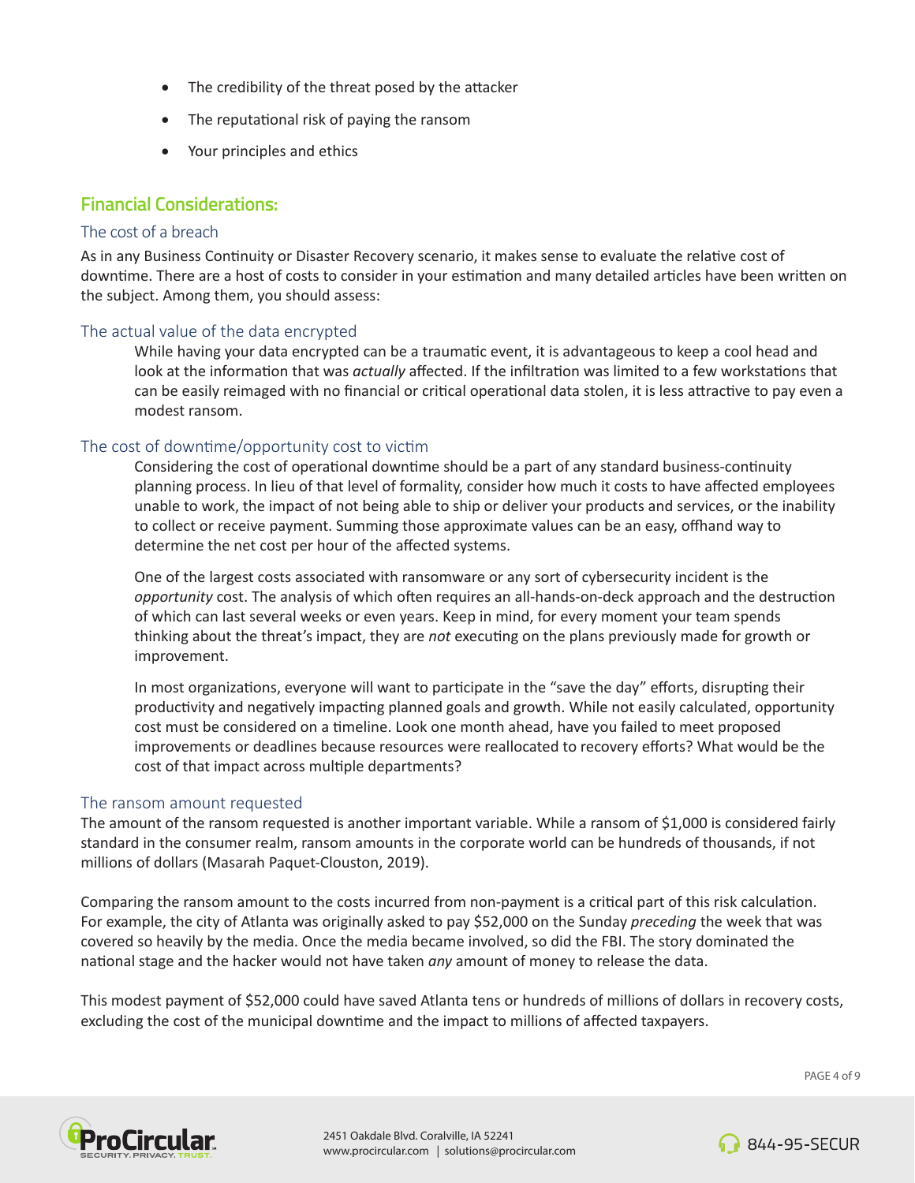- The credibility of the threat posed by the attacker
- The reputational risk of paying the ransom
- Your principles and ethics

## Financial Considerations:

### The cost of a breach

As in any Business Continuity or Disaster Recovery scenario, it makes sense to evaluate the relative cost of downtime. There are a host of costs to consider in your estimation and many detailed articles have been written on the subject. Among them, you should assess:

### The actual value of the data encrypted

While having your data encrypted can be a traumatic event, it is advantageous to keep a cool head and look at the information that was *actually* affected. If the infiltration was limited to a few workstations that can be easily reimaged with no financial or critical operational data stolen, it is less attractive to pay even a modest ransom.

### The cost of downtime/opportunity cost to victim

Considering the cost of operational downtime should be a part of any standard business-continuity planning process. In lieu of that level of formality, consider how much it costs to have affected employees unable to work, the impact of not being able to ship or deliver your products and services, or the inability to collect or receive payment. Summing those approximate values can be an easy, offhand way to determine the net cost per hour of the affected systems.

One of the largest costs associated with ransomware or any sort of cybersecurity incident is the *opportunity* cost. The analysis of which often requires an all-hands-on-deck approach and the destruction of which can last several weeks or even years. Keep in mind, for every moment your team spends thinking about the threat's impact, they are *not* executing on the plans previously made for growth or improvement.

In most organizations, everyone will want to participate in the "save the day" efforts, disrupting their productivity and negatively impacting planned goals and growth. While not easily calculated, opportunity cost must be considered on a timeline. Look one month ahead, have you failed to meet proposed improvements or deadlines because resources were reallocated to recovery efforts? What would be the cost of that impact across multiple departments?

### The ransom amount requested

The amount of the ransom requested is another important variable. While a ransom of $1,000 is considered fairly standard in the consumer realm, ransom amounts in the corporate world can be hundreds of thousands, if not millions of dollars (Masarah Paquet-Clouston, 2019).

Comparing the ransom amount to the costs incurred from non-payment is a critical part of this risk calculation. For example, the city of Atlanta was originally asked to pay $52,000 on the Sunday *preceding* the week that was covered so heavily by the media. Once the media became involved, so did the FBI. The story dominated the national stage and the hacker would not have taken *any* amount of money to release the data.

This modest payment of $52,000 could have saved Atlanta tens or hundreds of millions of dollars in recovery costs, excluding the cost of the municipal downtime and the impact to millions of affected taxpayers.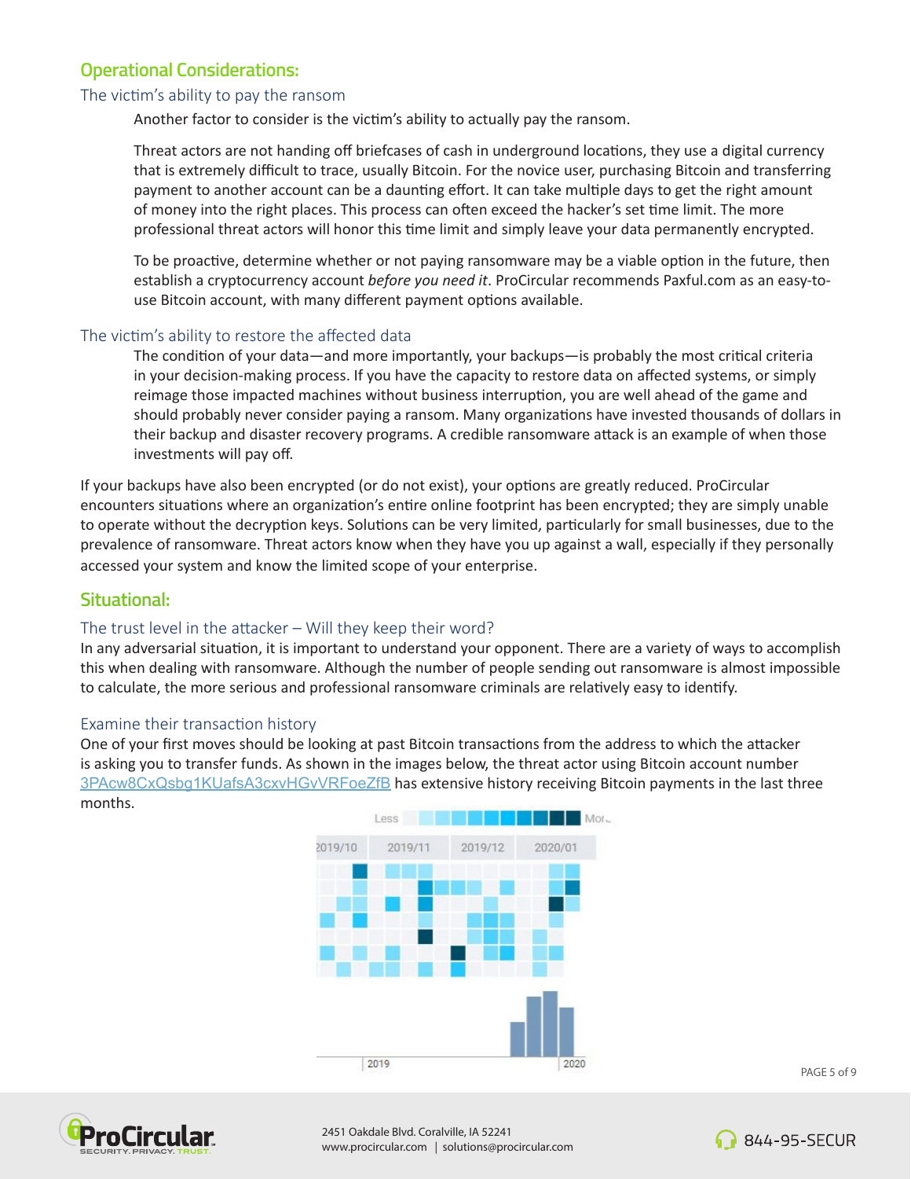## Operational Considerations:

### The victim's ability to pay the ransom

Another factor to consider is the victim's ability to actually pay the ransom.

Threat actors are not handing off briefcases of cash in underground locations, they use a digital currency that is extremely difficult to trace, usually Bitcoin. For the novice user, purchasing Bitcoin and transferring payment to another account can be a daunting effort. It can take multiple days to get the right amount of money into the right places. This process can often exceed the hacker's set time limit. The more professional threat actors will honor this time limit and simply leave your data permanently encrypted.

To be proactive, determine whether or not paying ransomware may be a viable option in the future, then establish a cryptocurrency account *before you need it*. ProCircular recommends Paxful.com as an easy-to-use Bitcoin account, with many different payment options available.

### The victim's ability to restore the affected data

The condition of your data—and more importantly, your backups—is probably the most critical criteria in your decision-making process. If you have the capacity to restore data on affected systems, or simply reimage those impacted machines without business interruption, you are well ahead of the game and should probably never consider paying a ransom. Many organizations have invested thousands of dollars in their backup and disaster recovery programs. A credible ransomware attack is an example of when those investments will pay off.

If your backups have also been encrypted (or do not exist), your options are greatly reduced. ProCircular encounters situations where an organization's entire online footprint has been encrypted; they are simply unable to operate without the decryption keys. Solutions can be very limited, particularly for small businesses, due to the prevalence of ransomware. Threat actors know when they have you up against a wall, especially if they personally accessed your system and know the limited scope of your enterprise.

## Situational:

### The trust level in the attacker – Will they keep their word?

In any adversarial situation, it is important to understand your opponent. There are a variety of ways to accomplish this when dealing with ransomware. Although the number of people sending out ransomware is almost impossible to calculate, the more serious and professional ransomware criminals are relatively easy to identify.

### Examine their transaction history

One of your first moves should be looking at past Bitcoin transactions from the address to which the attacker is asking you to transfer funds. As shown in the images below, the threat actor using Bitcoin account number 3PAcw8CxQsbg1KUafsA3cxvHGvVRFoeZfB has extensive history receiving Bitcoin payments in the last three months.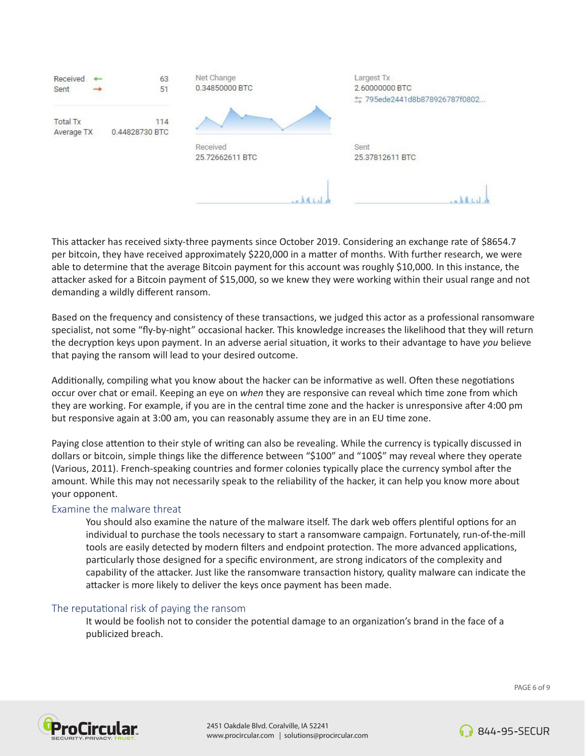| Received | 63 |
| --- | --- |
| Sent | 51 |
| Total Tx | 114 |
| Average TX | 0.44828730 BTC |

Net Change
0.34850000 BTC

Largest Tx
2.60000000 BTC
795ede2441d8b878926787f0802...

Received
25.72662611 BTC

Sent
25.37812611 BTC

This attacker has received sixty-three payments since October 2019. Considering an exchange rate of $8654.7 per bitcoin, they have received approximately $220,000 in a matter of months. With further research, we were able to determine that the average Bitcoin payment for this account was roughly $10,000. In this instance, the attacker asked for a Bitcoin payment of $15,000, so we knew they were working within their usual range and not demanding a wildly different ransom.

Based on the frequency and consistency of these transactions, we judged this actor as a professional ransomware specialist, not some "fly-by-night" occasional hacker. This knowledge increases the likelihood that they will return the decryption keys upon payment. In an adverse aerial situation, it works to their advantage to have *you* believe that paying the ransom will lead to your desired outcome.

Additionally, compiling what you know about the hacker can be informative as well. Often these negotiations occur over chat or email. Keeping an eye on *when* they are responsive can reveal which time zone from which they are working. For example, if you are in the central time zone and the hacker is unresponsive after 4:00 pm but responsive again at 3:00 am, you can reasonably assume they are in an EU time zone.

Paying close attention to their style of writing can also be revealing. While the currency is typically discussed in dollars or bitcoin, simple things like the difference between "$100" and "100$" may reveal where they operate (Various, 2011). French-speaking countries and former colonies typically place the currency symbol after the amount. While this may not necessarily speak to the reliability of the hacker, it can help you know more about your opponent.

### Examine the malware threat

You should also examine the nature of the malware itself. The dark web offers plentiful options for an individual to purchase the tools necessary to start a ransomware campaign. Fortunately, run-of-the-mill tools are easily detected by modern filters and endpoint protection. The more advanced applications, particularly those designed for a specific environment, are strong indicators of the complexity and capability of the attacker. Just like the ransomware transaction history, quality malware can indicate the attacker is more likely to deliver the keys once payment has been made.

### The reputational risk of paying the ransom

It would be foolish not to consider the potential damage to an organization's brand in the face of a publicized breach.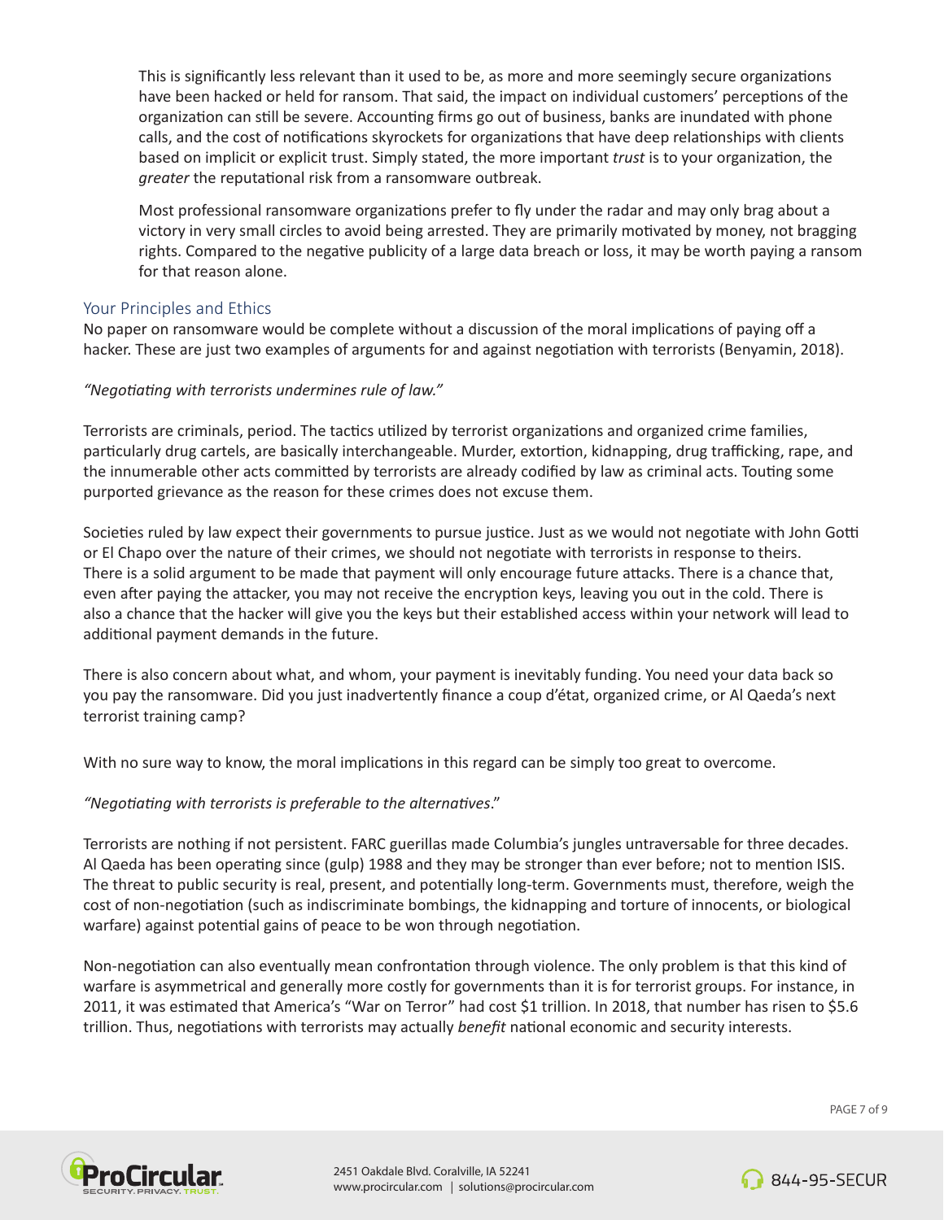This is significantly less relevant than it used to be, as more and more seemingly secure organizations have been hacked or held for ransom. That said, the impact on individual customers' perceptions of the organization can still be severe. Accounting firms go out of business, banks are inundated with phone calls, and the cost of notifications skyrockets for organizations that have deep relationships with clients based on implicit or explicit trust. Simply stated, the more important *trust* is to your organization, the *greater* the reputational risk from a ransomware outbreak.

Most professional ransomware organizations prefer to fly under the radar and may only brag about a victory in very small circles to avoid being arrested. They are primarily motivated by money, not bragging rights. Compared to the negative publicity of a large data breach or loss, it may be worth paying a ransom for that reason alone.

## Your Principles and Ethics

No paper on ransomware would be complete without a discussion of the moral implications of paying off a hacker. These are just two examples of arguments for and against negotiation with terrorists (Benyamin, 2018).

*"Negotiating with terrorists undermines rule of law."*

Terrorists are criminals, period. The tactics utilized by terrorist organizations and organized crime families, particularly drug cartels, are basically interchangeable. Murder, extortion, kidnapping, drug trafficking, rape, and the innumerable other acts committed by terrorists are already codified by law as criminal acts. Touting some purported grievance as the reason for these crimes does not excuse them.

Societies ruled by law expect their governments to pursue justice. Just as we would not negotiate with John Gotti or El Chapo over the nature of their crimes, we should not negotiate with terrorists in response to theirs. There is a solid argument to be made that payment will only encourage future attacks. There is a chance that, even after paying the attacker, you may not receive the encryption keys, leaving you out in the cold. There is also a chance that the hacker will give you the keys but their established access within your network will lead to additional payment demands in the future.

There is also concern about what, and whom, your payment is inevitably funding. You need your data back so you pay the ransomware. Did you just inadvertently finance a coup d'état, organized crime, or Al Qaeda's next terrorist training camp?

With no sure way to know, the moral implications in this regard can be simply too great to overcome.

*"Negotiating with terrorists is preferable to the alternatives*."

Terrorists are nothing if not persistent. FARC guerillas made Columbia's jungles untraversable for three decades. Al Qaeda has been operating since (gulp) 1988 and they may be stronger than ever before; not to mention ISIS. The threat to public security is real, present, and potentially long-term. Governments must, therefore, weigh the cost of non-negotiation (such as indiscriminate bombings, the kidnapping and torture of innocents, or biological warfare) against potential gains of peace to be won through negotiation.

Non-negotiation can also eventually mean confrontation through violence. The only problem is that this kind of warfare is asymmetrical and generally more costly for governments than it is for terrorist groups. For instance, in 2011, it was estimated that America's "War on Terror" had cost $1 trillion. In 2018, that number has risen to $5.6 trillion. Thus, negotiations with terrorists may actually *benefit* national economic and security interests.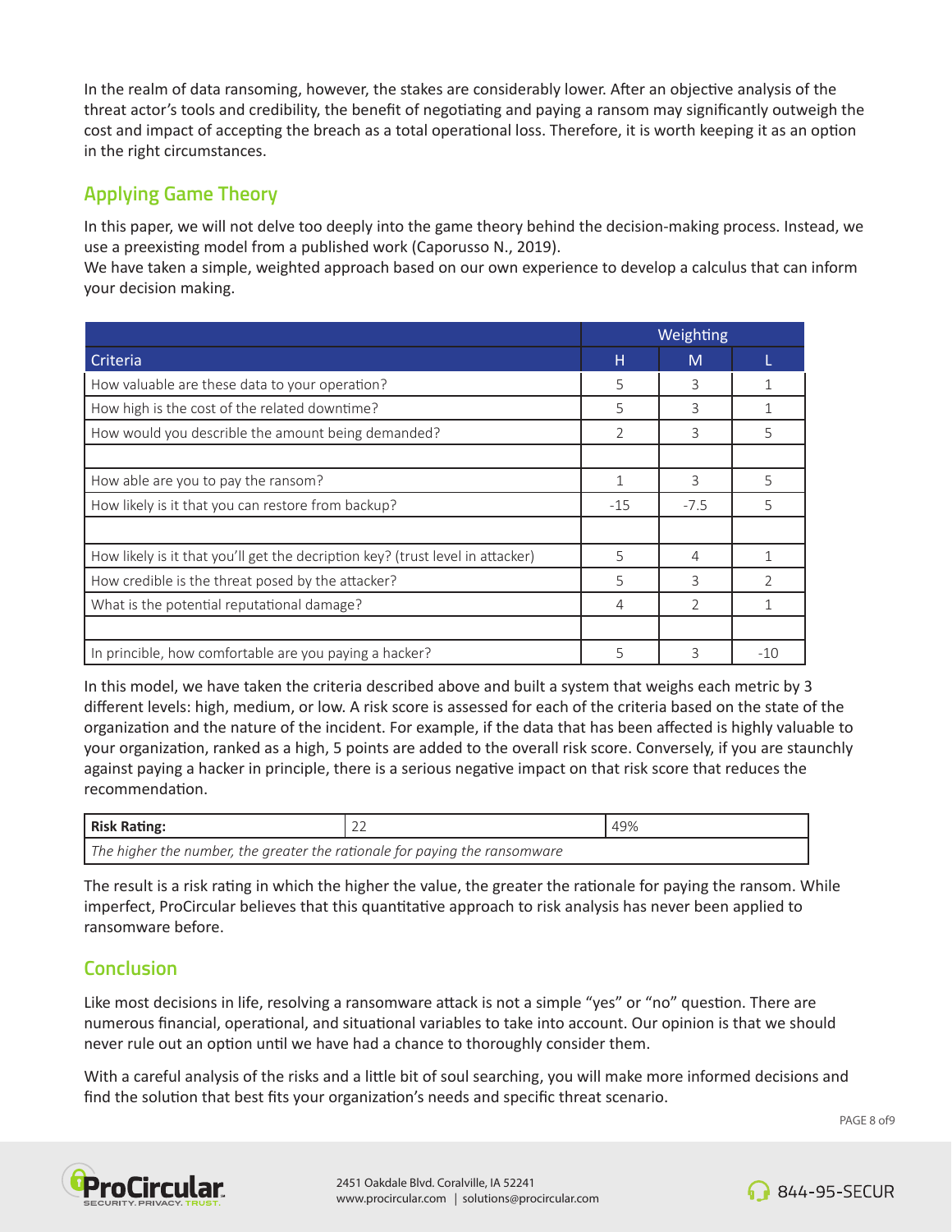In the realm of data ransoming, however, the stakes are considerably lower. After an objective analysis of the threat actor's tools and credibility, the benefit of negotiating and paying a ransom may significantly outweigh the cost and impact of accepting the breach as a total operational loss. Therefore, it is worth keeping it as an option in the right circumstances.

## Applying Game Theory

In this paper, we will not delve too deeply into the game theory behind the decision-making process. Instead, we use a preexisting model from a published work (Caporusso N., 2019).
We have taken a simple, weighted approach based on our own experience to develop a calculus that can inform your decision making.

| | Weighting | | |
|---|---|---|---|
| **Criteria** | **H** | **M** | **L** |
| How valuable are these data to your operation? | 5 | 3 | 1 |
| How high is the cost of the related downtime? | 5 | 3 | 1 |
| How would you describe the amount being demanded? | 2 | 3 | 5 |
| | | | |
| How able are you to pay the ransom? | 1 | 3 | 5 |
| How likely is it that you can restore from backup? | -15 | -7.5 | 5 |
| | | | |
| How likely is it that you'll get the decription key? (trust level in attacker) | 5 | 4 | 1 |
| How credible is the threat posed by the attacker? | 5 | 3 | 2 |
| What is the potential reputational damage? | 4 | 2 | 1 |
| | | | |
| In principle, how comfortable are you paying a hacker? | 5 | 3 | -10 |

In this model, we have taken the criteria described above and built a system that weighs each metric by 3 different levels: high, medium, or low. A risk score is assessed for each of the criteria based on the state of the organization and the nature of the incident. For example, if the data that has been affected is highly valuable to your organization, ranked as a high, 5 points are added to the overall risk score. Conversely, if you are staunchly against paying a hacker in principle, there is a serious negative impact on that risk score that reduces the recommendation.

| **Risk Rating:** | 22 | 49% |
|---|---|---|
| *The higher the number, the greater the rationale for paying the ransomware* | | |

The result is a risk rating in which the higher the value, the greater the rationale for paying the ransom. While imperfect, ProCircular believes that this quantitative approach to risk analysis has never been applied to ransomware before.

## Conclusion

Like most decisions in life, resolving a ransomware attack is not a simple "yes" or "no" question. There are numerous financial, operational, and situational variables to take into account. Our opinion is that we should never rule out an option until we have had a chance to thoroughly consider them.

With a careful analysis of the risks and a little bit of soul searching, you will make more informed decisions and find the solution that best fits your organization's needs and specific threat scenario.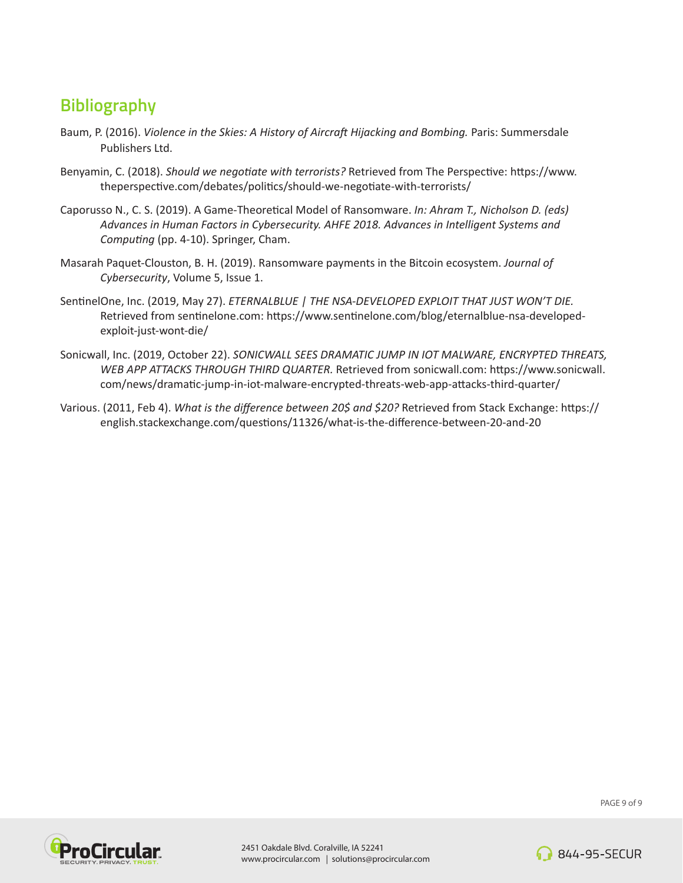## Bibliography

Baum, P. (2016). *Violence in the Skies: A History of Aircraft Hijacking and Bombing.* Paris: Summersdale Publishers Ltd.

Benyamin, C. (2018). *Should we negotiate with terrorists?* Retrieved from The Perspective: https://www.theperspective.com/debates/politics/should-we-negotiate-with-terrorists/

Caporusso N., C. S. (2019). A Game-Theoretical Model of Ransomware. *In: Ahram T., Nicholson D. (eds) Advances in Human Factors in Cybersecurity. AHFE 2018. Advances in Intelligent Systems and Computing* (pp. 4-10). Springer, Cham.

Masarah Paquet-Clouston, B. H. (2019). Ransomware payments in the Bitcoin ecosystem. *Journal of Cybersecurity*, Volume 5, Issue 1.

SentinelOne, Inc. (2019, May 27). *ETERNALBLUE | THE NSA-DEVELOPED EXPLOIT THAT JUST WON'T DIE.* Retrieved from sentinelone.com: https://www.sentinelone.com/blog/eternalblue-nsa-developed-exploit-just-wont-die/

Sonicwall, Inc. (2019, October 22). *SONICWALL SEES DRAMATIC JUMP IN IOT MALWARE, ENCRYPTED THREATS, WEB APP ATTACKS THROUGH THIRD QUARTER.* Retrieved from sonicwall.com: https://www.sonicwall.com/news/dramatic-jump-in-iot-malware-encrypted-threats-web-app-attacks-third-quarter/

Various. (2011, Feb 4). *What is the difference between 20$ and $20?* Retrieved from Stack Exchange: https://english.stackexchange.com/questions/11326/what-is-the-difference-between-20-and-20